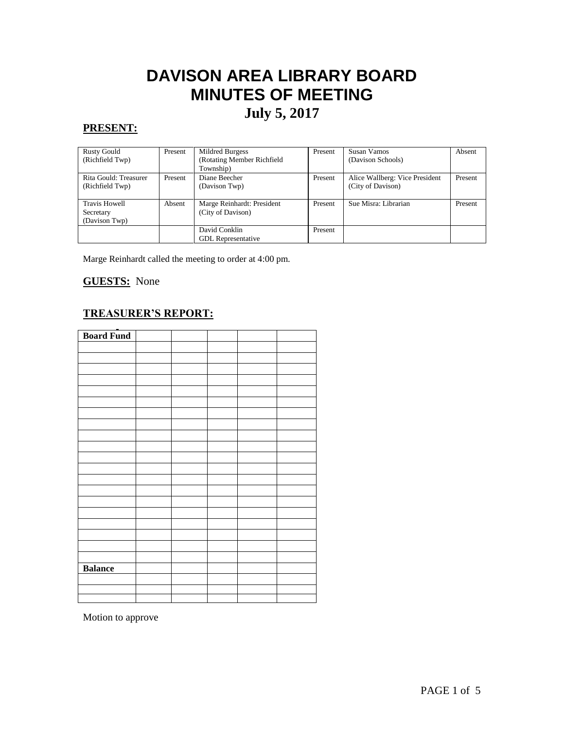# DAVISON AREA LIBRARY BOARD
# MINUTES OF MEETING
## July 5, 2017

**PRESENT:**

| | | | | | |
|---|---|---|---|---|---|
| Rusty Gould (Richfield Twp) | Present | Mildred Burgess (Rotating Member Richfield Township) | Present | Susan Vamos (Davison Schools) | Absent |
| Rita Gould: Treasurer (Richfield Twp) | Present | Diane Beecher (Davison Twp) | Present | Alice Wallberg: Vice President (City of Davison) | Present |
| Travis Howell Secretary (Davison Twp) | Absent | Marge Reinhardt: President (City of Davison) | Present | Sue Misra: Librarian | Present |
| | | David Conklin GDL Representative | Present | | |

Marge Reinhardt called the meeting to order at 4:00 pm.

**GUESTS:** None

**TREASURER'S REPORT:**

| **Board Fund** | | | | | |
|---|---|---|---|---|---|
| | | | | | |
| | | | | | |
| | | | | | |
| | | | | | |
| | | | | | |
| | | | | | |
| | | | | | |
| | | | | | |
| | | | | | |
| | | | | | |
| | | | | | |
| | | | | | |
| | | | | | |
| | | | | | |
| | | | | | |
| | | | | | |
| | | | | | |
| | | | | | |
| | | | | | |
| | | | | | |
| **Balance** | | | | | |
| | | | | | |
| | | | | | |
| | | | | | |

Motion to approve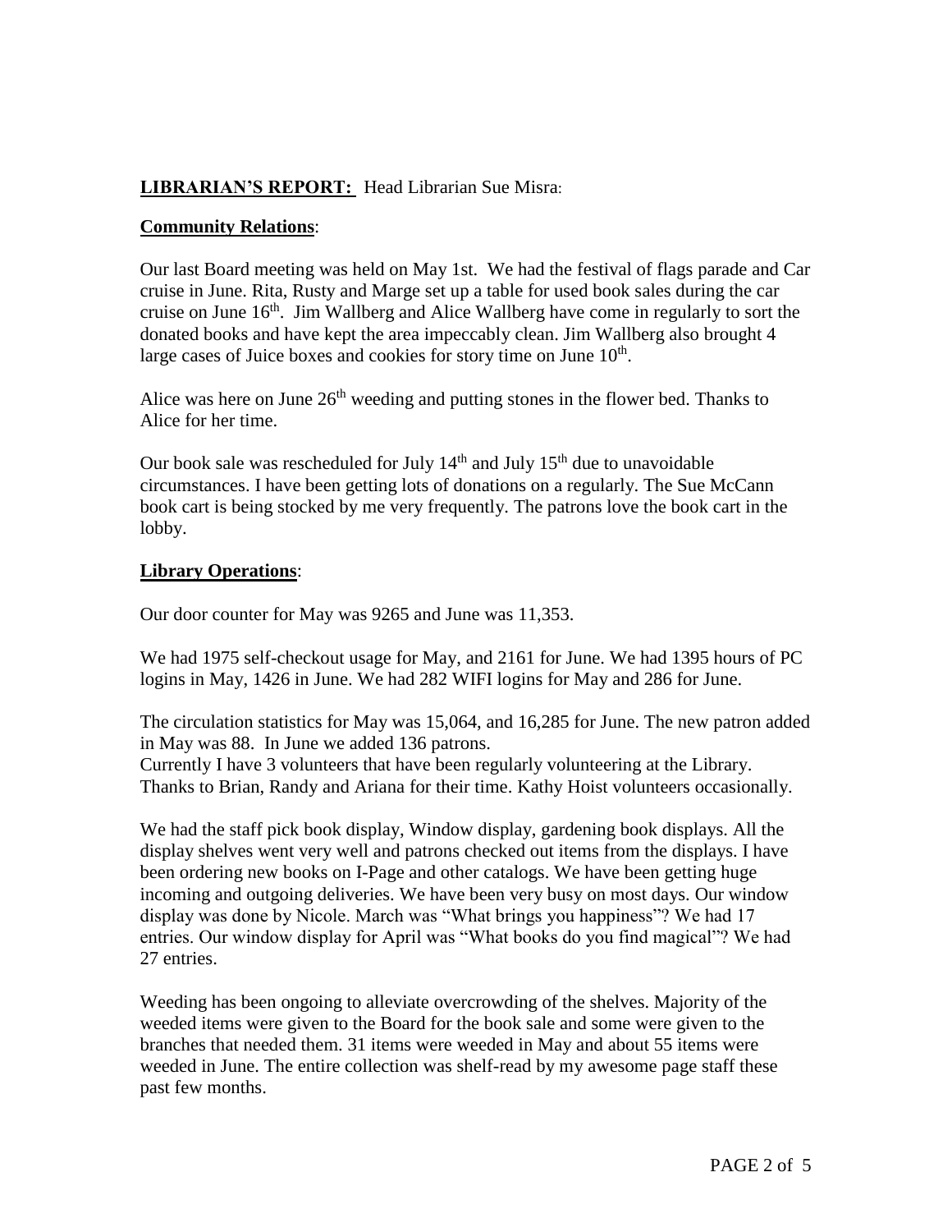**LIBRARIAN'S REPORT:** Head Librarian Sue Misra:

**Community Relations**:

Our last Board meeting was held on May 1st. We had the festival of flags parade and Car cruise in June. Rita, Rusty and Marge set up a table for used book sales during the car cruise on June 16th. Jim Wallberg and Alice Wallberg have come in regularly to sort the donated books and have kept the area impeccably clean. Jim Wallberg also brought 4 large cases of Juice boxes and cookies for story time on June 10th.

Alice was here on June 26th weeding and putting stones in the flower bed. Thanks to Alice for her time.

Our book sale was rescheduled for July 14th and July 15th due to unavoidable circumstances. I have been getting lots of donations on a regularly. The Sue McCann book cart is being stocked by me very frequently. The patrons love the book cart in the lobby.

**Library Operations**:

Our door counter for May was 9265 and June was 11,353.

We had 1975 self-checkout usage for May, and 2161 for June. We had 1395 hours of PC logins in May, 1426 in June. We had 282 WIFI logins for May and 286 for June.

The circulation statistics for May was 15,064, and 16,285 for June. The new patron added in May was 88. In June we added 136 patrons.
Currently I have 3 volunteers that have been regularly volunteering at the Library. Thanks to Brian, Randy and Ariana for their time. Kathy Hoist volunteers occasionally.

We had the staff pick book display, Window display, gardening book displays. All the display shelves went very well and patrons checked out items from the displays. I have been ordering new books on I-Page and other catalogs. We have been getting huge incoming and outgoing deliveries. We have been very busy on most days. Our window display was done by Nicole. March was "What brings you happiness"? We had 17 entries. Our window display for April was "What books do you find magical"? We had 27 entries.

Weeding has been ongoing to alleviate overcrowding of the shelves. Majority of the weeded items were given to the Board for the book sale and some were given to the branches that needed them. 31 items were weeded in May and about 55 items were weeded in June. The entire collection was shelf-read by my awesome page staff these past few months.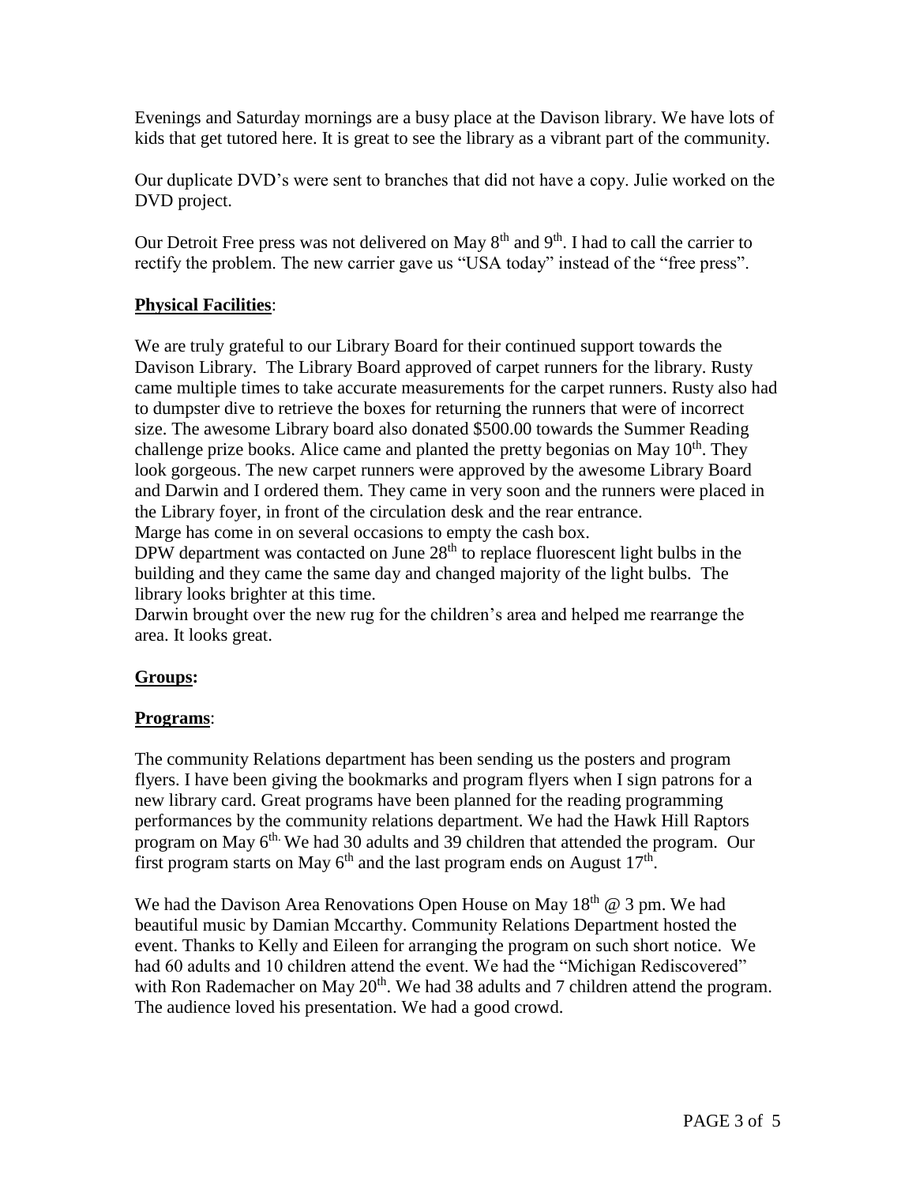Evenings and Saturday mornings are a busy place at the Davison library. We have lots of kids that get tutored here. It is great to see the library as a vibrant part of the community.

Our duplicate DVD's were sent to branches that did not have a copy. Julie worked on the DVD project.

Our Detroit Free press was not delivered on May 8th and 9th. I had to call the carrier to rectify the problem. The new carrier gave us "USA today" instead of the "free press".

**Physical Facilities**:

We are truly grateful to our Library Board for their continued support towards the Davison Library. The Library Board approved of carpet runners for the library. Rusty came multiple times to take accurate measurements for the carpet runners. Rusty also had to dumpster dive to retrieve the boxes for returning the runners that were of incorrect size. The awesome Library board also donated $500.00 towards the Summer Reading challenge prize books. Alice came and planted the pretty begonias on May 10th. They look gorgeous. The new carpet runners were approved by the awesome Library Board and Darwin and I ordered them. They came in very soon and the runners were placed in the Library foyer, in front of the circulation desk and the rear entrance.
Marge has come in on several occasions to empty the cash box.
DPW department was contacted on June 28th to replace fluorescent light bulbs in the building and they came the same day and changed majority of the light bulbs. The library looks brighter at this time.
Darwin brought over the new rug for the children's area and helped me rearrange the area. It looks great.

**Groups:**

**Programs**:

The community Relations department has been sending us the posters and program flyers. I have been giving the bookmarks and program flyers when I sign patrons for a new library card. Great programs have been planned for the reading programming performances by the community relations department. We had the Hawk Hill Raptors program on May 6th. We had 30 adults and 39 children that attended the program. Our first program starts on May 6th and the last program ends on August 17th.

We had the Davison Area Renovations Open House on May 18th @ 3 pm. We had beautiful music by Damian Mccarthy. Community Relations Department hosted the event. Thanks to Kelly and Eileen for arranging the program on such short notice. We had 60 adults and 10 children attend the event. We had the "Michigan Rediscovered" with Ron Rademacher on May 20th. We had 38 adults and 7 children attend the program. The audience loved his presentation. We had a good crowd.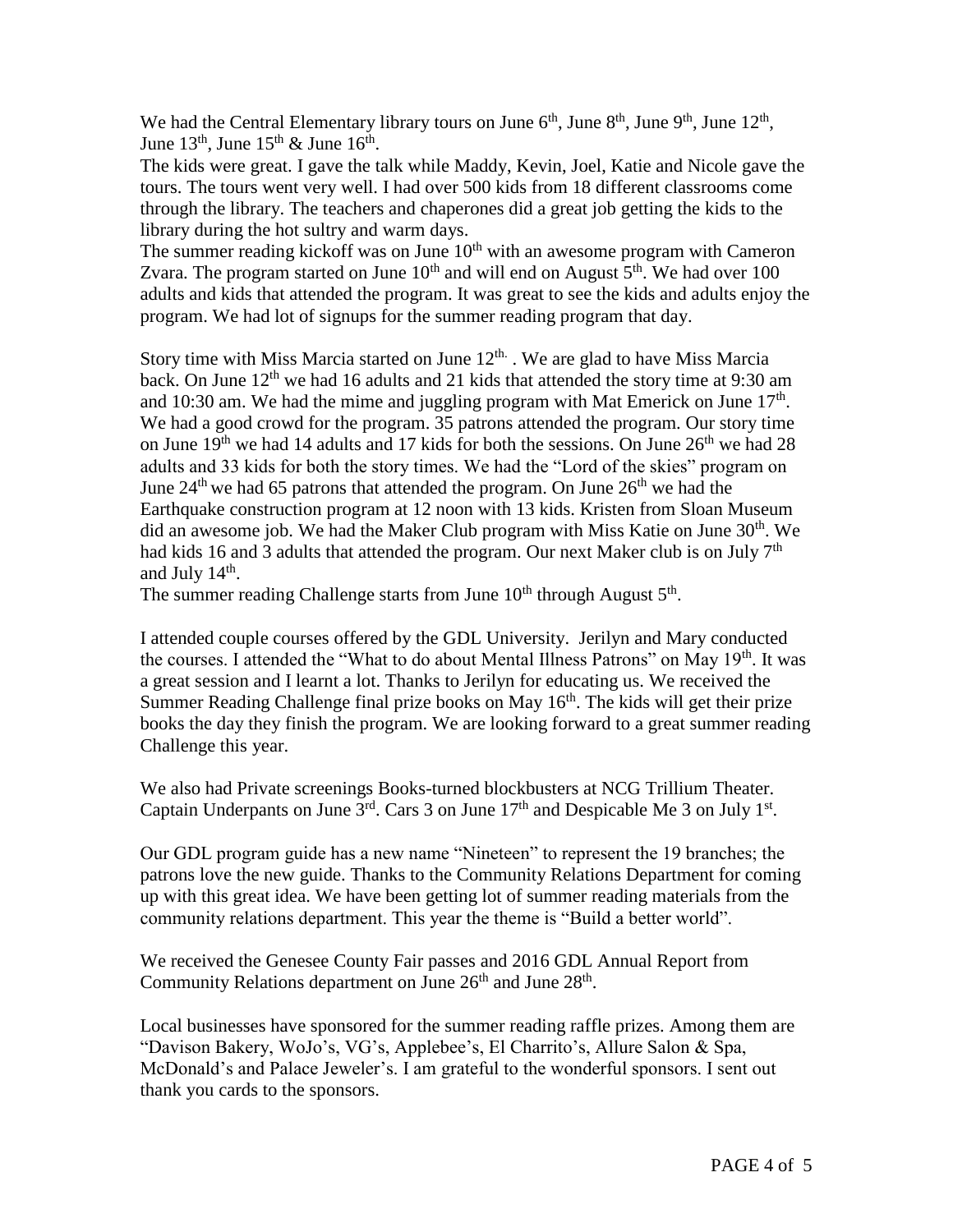We had the Central Elementary library tours on June 6th, June 8th, June 9th, June 12th, June 13th, June 15th & June 16th.

The kids were great. I gave the talk while Maddy, Kevin, Joel, Katie and Nicole gave the tours. The tours went very well. I had over 500 kids from 18 different classrooms come through the library. The teachers and chaperones did a great job getting the kids to the library during the hot sultry and warm days.

The summer reading kickoff was on June 10th with an awesome program with Cameron Zvara. The program started on June 10th and will end on August 5th. We had over 100 adults and kids that attended the program. It was great to see the kids and adults enjoy the program. We had lot of signups for the summer reading program that day.

Story time with Miss Marcia started on June 12th. . We are glad to have Miss Marcia back. On June 12th we had 16 adults and 21 kids that attended the story time at 9:30 am and 10:30 am. We had the mime and juggling program with Mat Emerick on June 17th. We had a good crowd for the program. 35 patrons attended the program. Our story time on June 19th we had 14 adults and 17 kids for both the sessions. On June 26th we had 28 adults and 33 kids for both the story times. We had the "Lord of the skies" program on June 24th we had 65 patrons that attended the program. On June 26th we had the Earthquake construction program at 12 noon with 13 kids. Kristen from Sloan Museum did an awesome job. We had the Maker Club program with Miss Katie on June 30th. We had kids 16 and 3 adults that attended the program. Our next Maker club is on July 7th and July 14th.

The summer reading Challenge starts from June 10th through August 5th.

I attended couple courses offered by the GDL University. Jerilyn and Mary conducted the courses. I attended the "What to do about Mental Illness Patrons" on May 19th. It was a great session and I learnt a lot. Thanks to Jerilyn for educating us. We received the Summer Reading Challenge final prize books on May 16th. The kids will get their prize books the day they finish the program. We are looking forward to a great summer reading Challenge this year.

We also had Private screenings Books-turned blockbusters at NCG Trillium Theater. Captain Underpants on June 3rd. Cars 3 on June 17th and Despicable Me 3 on July 1st.

Our GDL program guide has a new name "Nineteen" to represent the 19 branches; the patrons love the new guide. Thanks to the Community Relations Department for coming up with this great idea. We have been getting lot of summer reading materials from the community relations department. This year the theme is "Build a better world".

We received the Genesee County Fair passes and 2016 GDL Annual Report from Community Relations department on June 26th and June 28th.

Local businesses have sponsored for the summer reading raffle prizes. Among them are "Davison Bakery, WoJo's, VG's, Applebee's, El Charrito's, Allure Salon & Spa, McDonald's and Palace Jeweler's. I am grateful to the wonderful sponsors. I sent out thank you cards to the sponsors.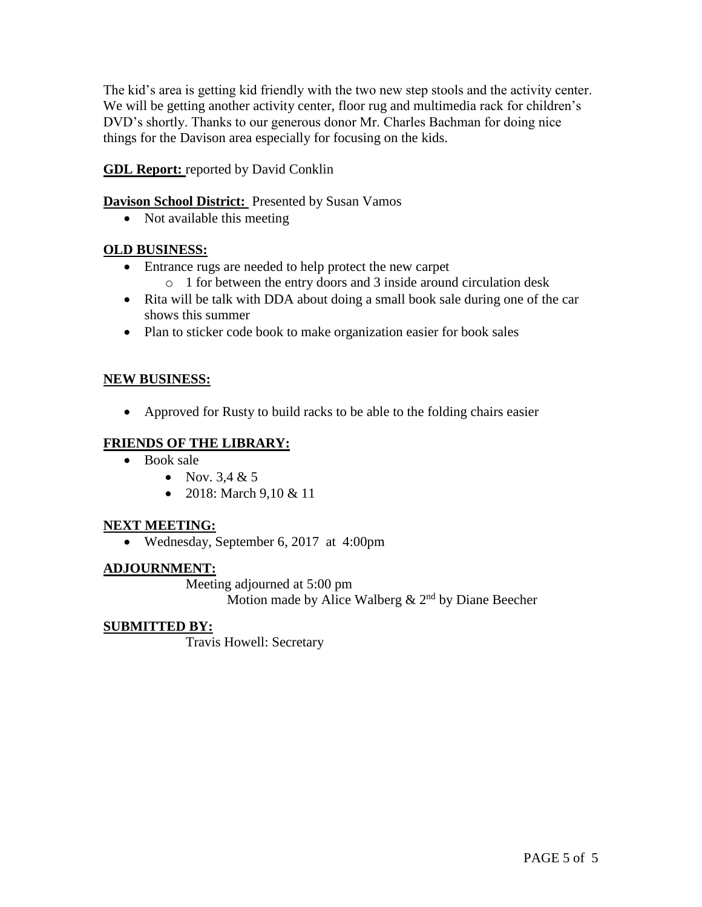The kid's area is getting kid friendly with the two new step stools and the activity center. We will be getting another activity center, floor rug and multimedia rack for children's DVD's shortly. Thanks to our generous donor Mr. Charles Bachman for doing nice things for the Davison area especially for focusing on the kids.

**GDL Report:** reported by David Conklin

**Davison School District:** Presented by Susan Vamos

- Not available this meeting

## OLD BUSINESS:

- Entrance rugs are needed to help protect the new carpet
  - 1 for between the entry doors and 3 inside around circulation desk
- Rita will be talk with DDA about doing a small book sale during one of the car shows this summer
- Plan to sticker code book to make organization easier for book sales

## NEW BUSINESS:

- Approved for Rusty to build racks to be able to the folding chairs easier

## FRIENDS OF THE LIBRARY:

- Book sale
  - Nov. 3,4 & 5
  - 2018: March 9,10 & 11

## NEXT MEETING:

- Wednesday, September 6, 2017 at 4:00pm

## ADJOURNMENT:

Meeting adjourned at 5:00 pm

Motion made by Alice Walberg & 2nd by Diane Beecher

## SUBMITTED BY:

Travis Howell: Secretary